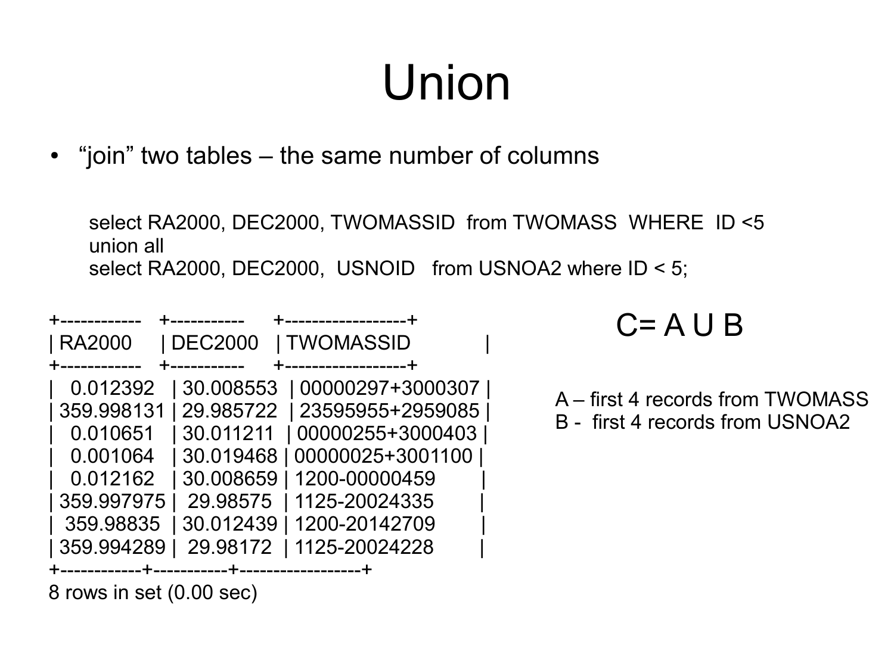# Union

- "join" two tables – the same number of columns

```
select RA2000, DEC2000, TWOMASSID  from TWOMASS  WHERE  ID <5
union all
select RA2000, DEC2000,  USNOID   from USNOA2 where ID < 5;
```

| RA2000 | DEC2000 | TWOMASSID |
|---|---|---|
| 0.012392 | 30.008553 | 00000297+3000307 |
| 359.998131 | 29.985722 | 23595955+2959085 |
| 0.010651 | 30.011211 | 00000255+3000403 |
| 0.001064 | 30.019468 | 00000025+3001100 |
| 0.012162 | 30.008659 | 1200-00000459 |
| 359.997975 | 29.98575 | 1125-20024335 |
| 359.98835 | 30.012439 | 1200-20142709 |
| 359.994289 | 29.98172 | 1125-20024228 |

8 rows in set (0.00 sec)

C= A U B

A – first 4 records from TWOMASS
B - first 4 records from USNOA2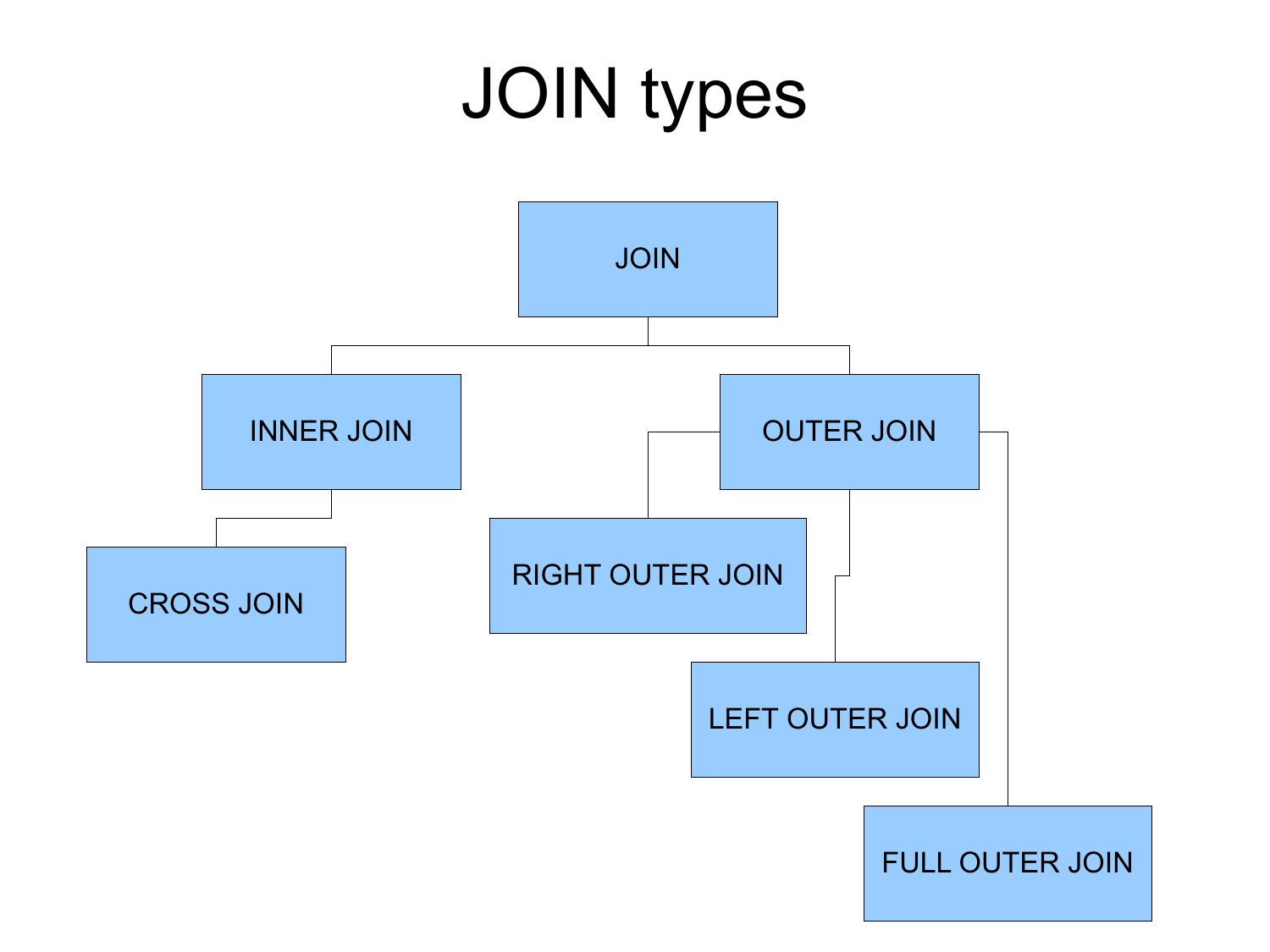# JOIN types

- JOIN
  - INNER JOIN
    - CROSS JOIN
  - OUTER JOIN
    - RIGHT OUTER JOIN
    - LEFT OUTER JOIN
    - FULL OUTER JOIN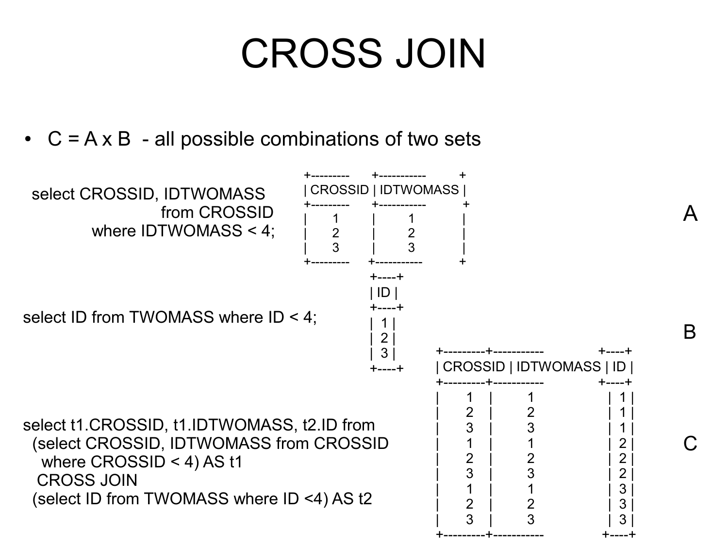# CROSS JOIN

- C = A x B - all possible combinations of two sets

```
select CROSSID, IDTWOMASS
    from CROSSID
    where IDTWOMASS < 4;
```

| CROSSID | IDTWOMASS |
|---|---|
| 1 | 1 |
| 2 | 2 |
| 3 | 3 |

A

```
select ID from TWOMASS where ID < 4;
```

| ID |
|---|
| 1 |
| 2 |
| 3 |

B

```
select t1.CROSSID, t1.IDTWOMASS, t2.ID from
  (select CROSSID, IDTWOMASS from CROSSID
    where CROSSID < 4) AS t1
  CROSS JOIN
  (select ID from TWOMASS where ID <4) AS t2
```

| CROSSID | IDTWOMASS | ID |
|---|---|---|
| 1 | 1 | 1 |
| 2 | 2 | 1 |
| 3 | 3 | 1 |
| 1 | 1 | 2 |
| 2 | 2 | 2 |
| 3 | 3 | 2 |
| 1 | 1 | 3 |
| 2 | 2 | 3 |
| 3 | 3 | 3 |

C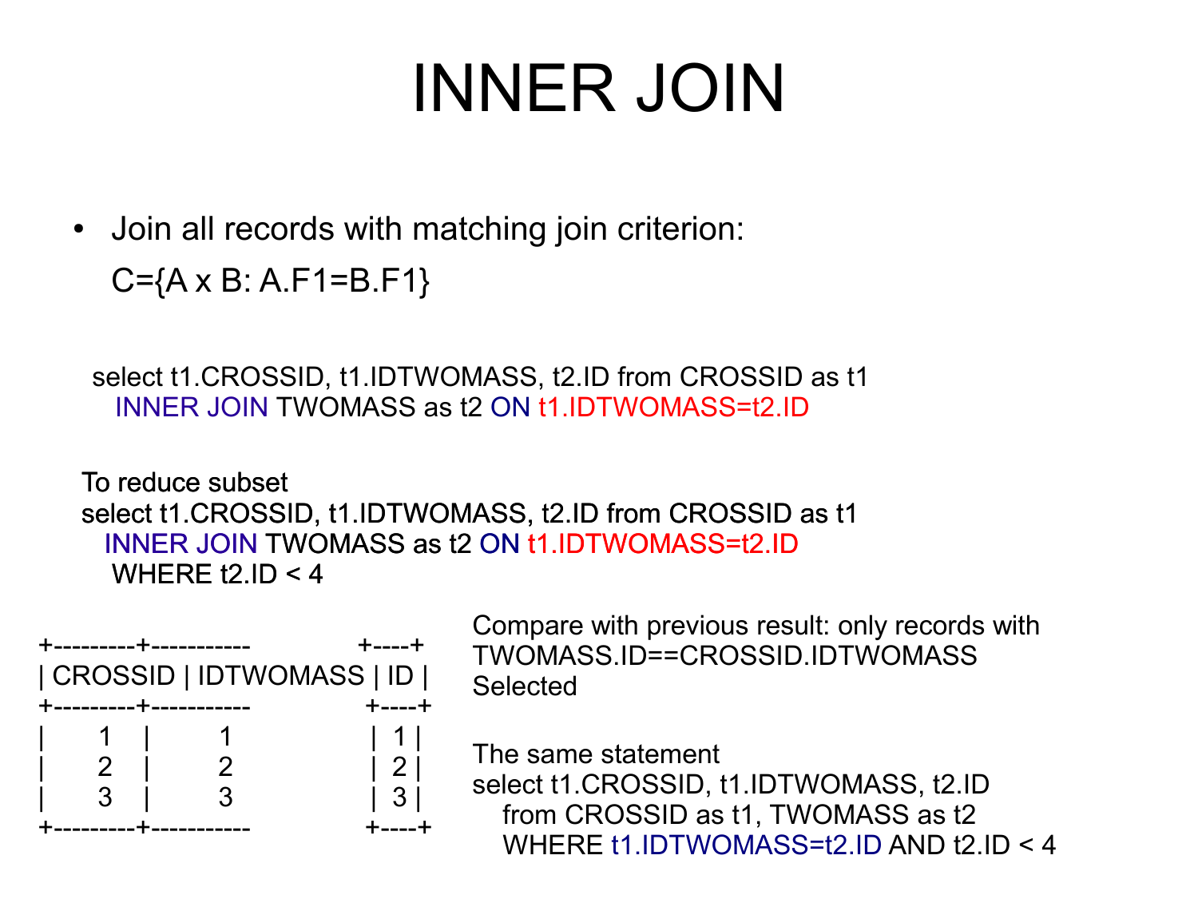# INNER JOIN

- Join all records with matching join criterion:

  C={A x B: A.F1=B.F1}

```
select t1.CROSSID, t1.IDTWOMASS, t2.ID from CROSSID as t1
  INNER JOIN TWOMASS as t2 ON t1.IDTWOMASS=t2.ID
```

To reduce subset

```
select t1.CROSSID, t1.IDTWOMASS, t2.ID from CROSSID as t1
  INNER JOIN TWOMASS as t2 ON t1.IDTWOMASS=t2.ID
   WHERE t2.ID < 4
```

| CROSSID | IDTWOMASS | ID |
|---|---|---|
| 1 | 1 | 1 |
| 2 | 2 | 2 |
| 3 | 3 | 3 |

Compare with previous result: only records with TWOMASS.ID==CROSSID.IDTWOMASS Selected

The same statement

```
select t1.CROSSID, t1.IDTWOMASS, t2.ID
   from CROSSID as t1, TWOMASS as t2
   WHERE t1.IDTWOMASS=t2.ID AND t2.ID < 4
```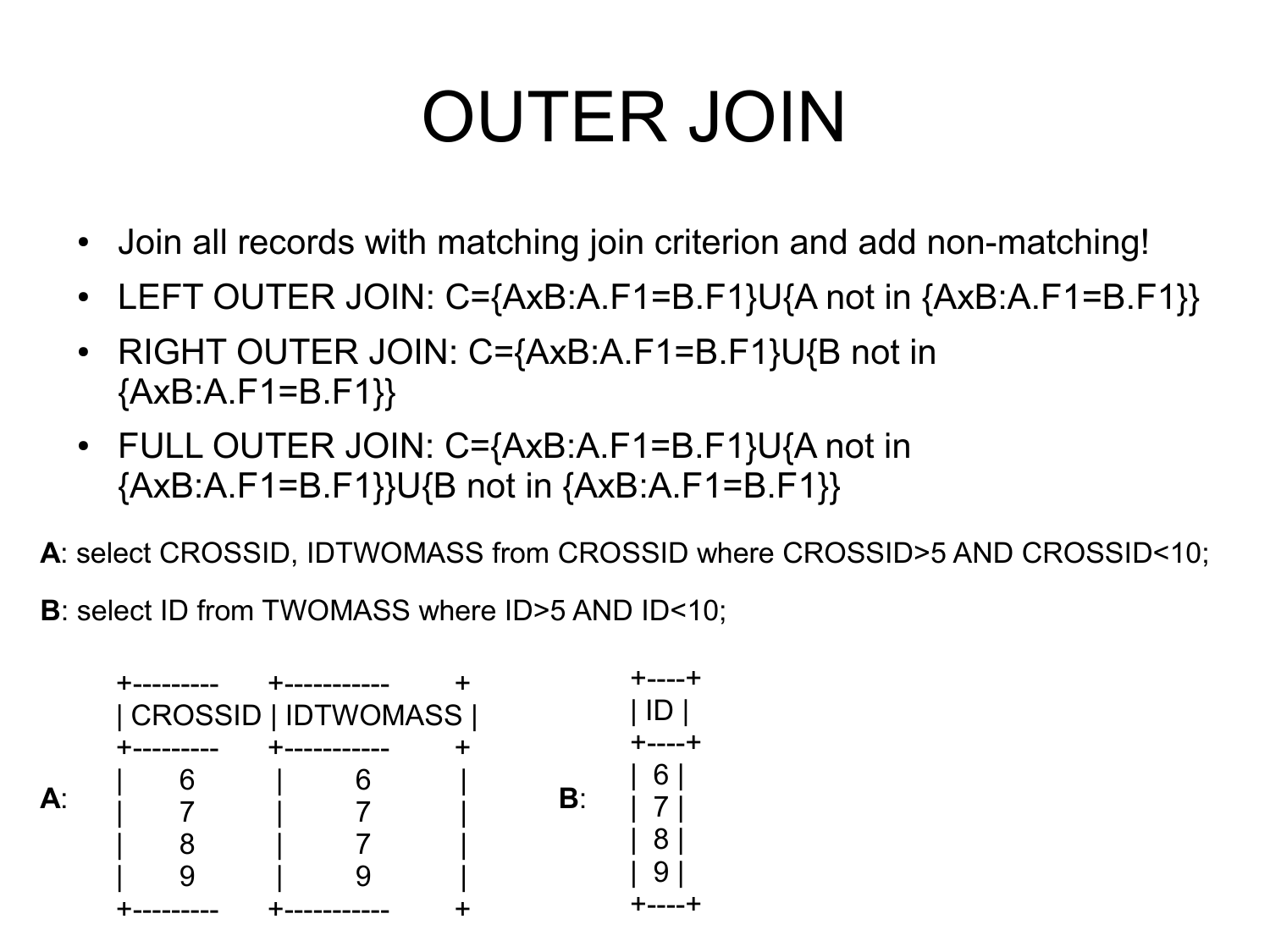# OUTER JOIN

- Join all records with matching join criterion and add non-matching!
- LEFT OUTER JOIN: C={AxB:A.F1=B.F1}U{A not in {AxB:A.F1=B.F1}}
- RIGHT OUTER JOIN: C={AxB:A.F1=B.F1}U{B not in {AxB:A.F1=B.F1}}
- FULL OUTER JOIN: C={AxB:A.F1=B.F1}U{A not in {AxB:A.F1=B.F1}}U{B not in {AxB:A.F1=B.F1}}

**A**: select CROSSID, IDTWOMASS from CROSSID where CROSSID>5 AND CROSSID<10;

**B**: select ID from TWOMASS where ID>5 AND ID<10;

**A**:

| CROSSID | IDTWOMASS |
|---|---|
| 6 | 6 |
| 7 | 7 |
| 8 | 7 |
| 9 | 9 |

**B**:

| ID |
|---|
| 6 |
| 7 |
| 8 |
| 9 |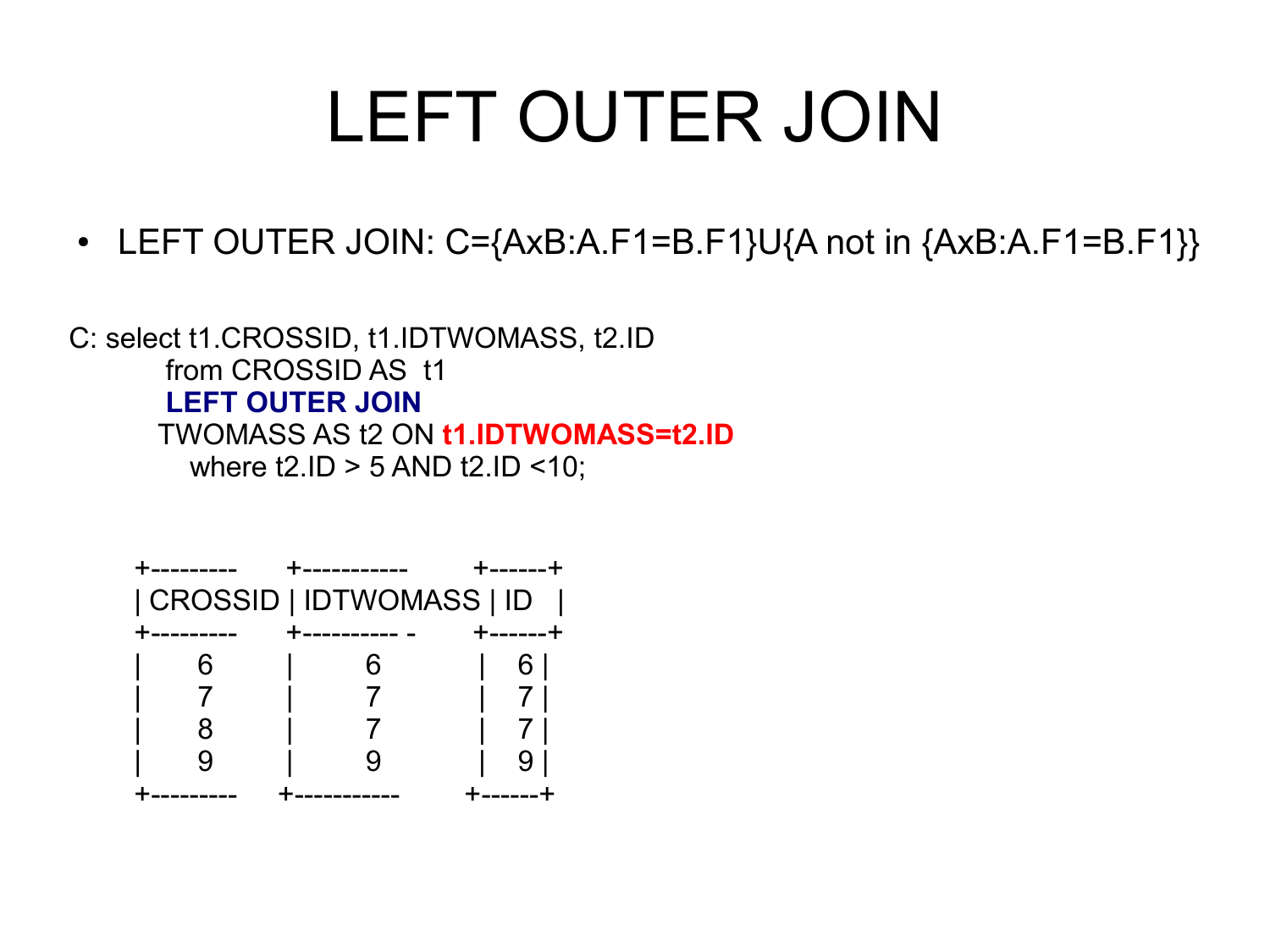# LEFT OUTER JOIN

- LEFT OUTER JOIN: C={AxB:A.F1=B.F1}U{A not in {AxB:A.F1=B.F1}}

```
C: select t1.CROSSID, t1.IDTWOMASS, t2.ID
        from CROSSID AS  t1
        LEFT OUTER JOIN
       TWOMASS AS t2 ON t1.IDTWOMASS=t2.ID
          where t2.ID > 5 AND t2.ID <10;
```

| CROSSID | IDTWOMASS | ID |
|---|---|---|
| 6 | 6 | 6 |
| 7 | 7 | 7 |
| 8 | 7 | 7 |
| 9 | 9 | 9 |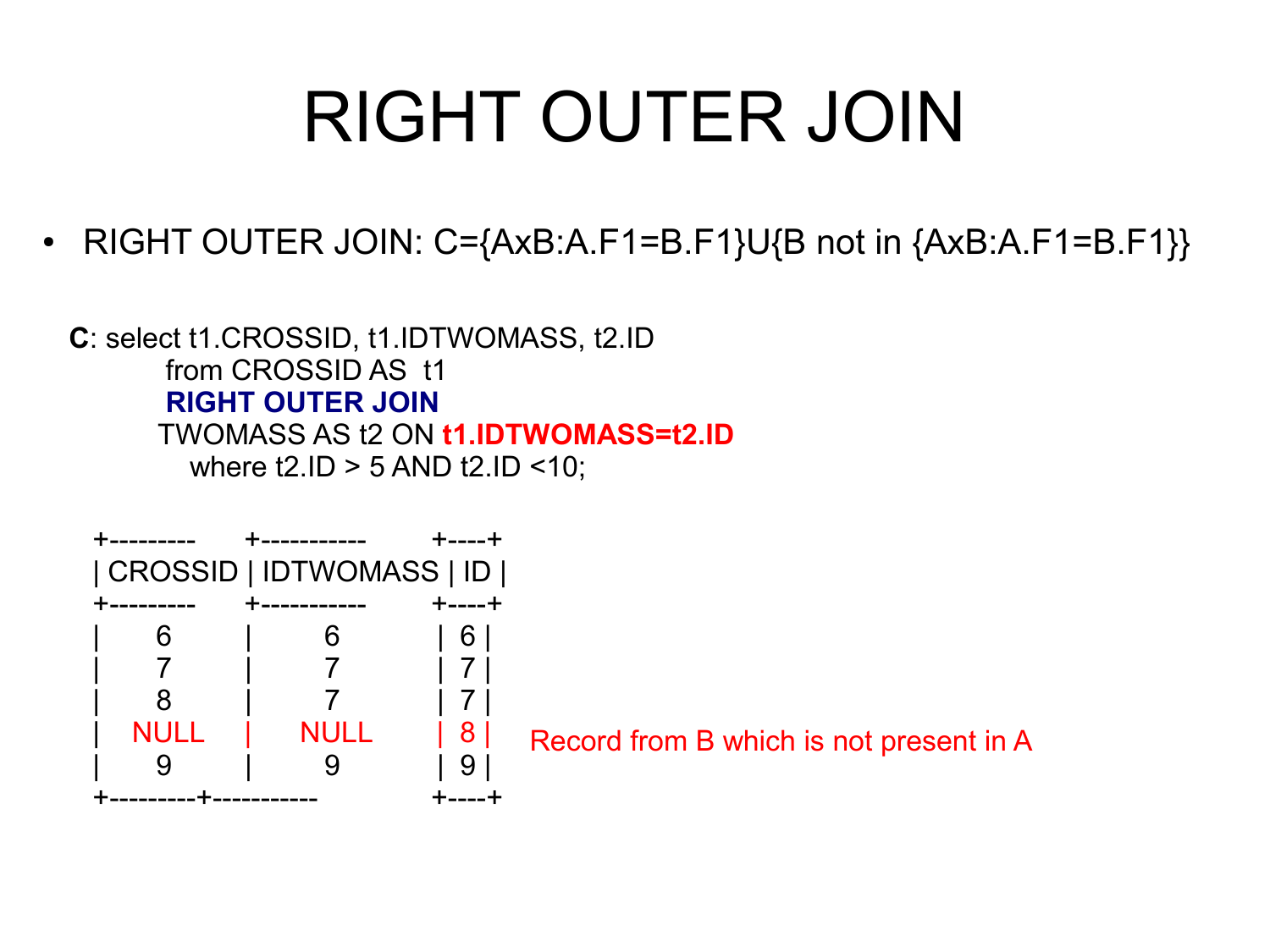# RIGHT OUTER JOIN

- RIGHT OUTER JOIN: C={AxB:A.F1=B.F1}U{B not in {AxB:A.F1=B.F1}}

**C**: select t1.CROSSID, t1.IDTWOMASS, t2.ID
from CROSSID AS t1
**RIGHT OUTER JOIN**
TWOMASS AS t2 ON **t1.IDTWOMASS=t2.ID**
where t2.ID > 5 AND t2.ID <10;

| CROSSID | IDTWOMASS | ID |
|---|---|---|
| 6 | 6 | 6 |
| 7 | 7 | 7 |
| 8 | 7 | 7 |
| NULL | NULL | 8 |
| 9 | 9 | 9 |

Record from B which is not present in A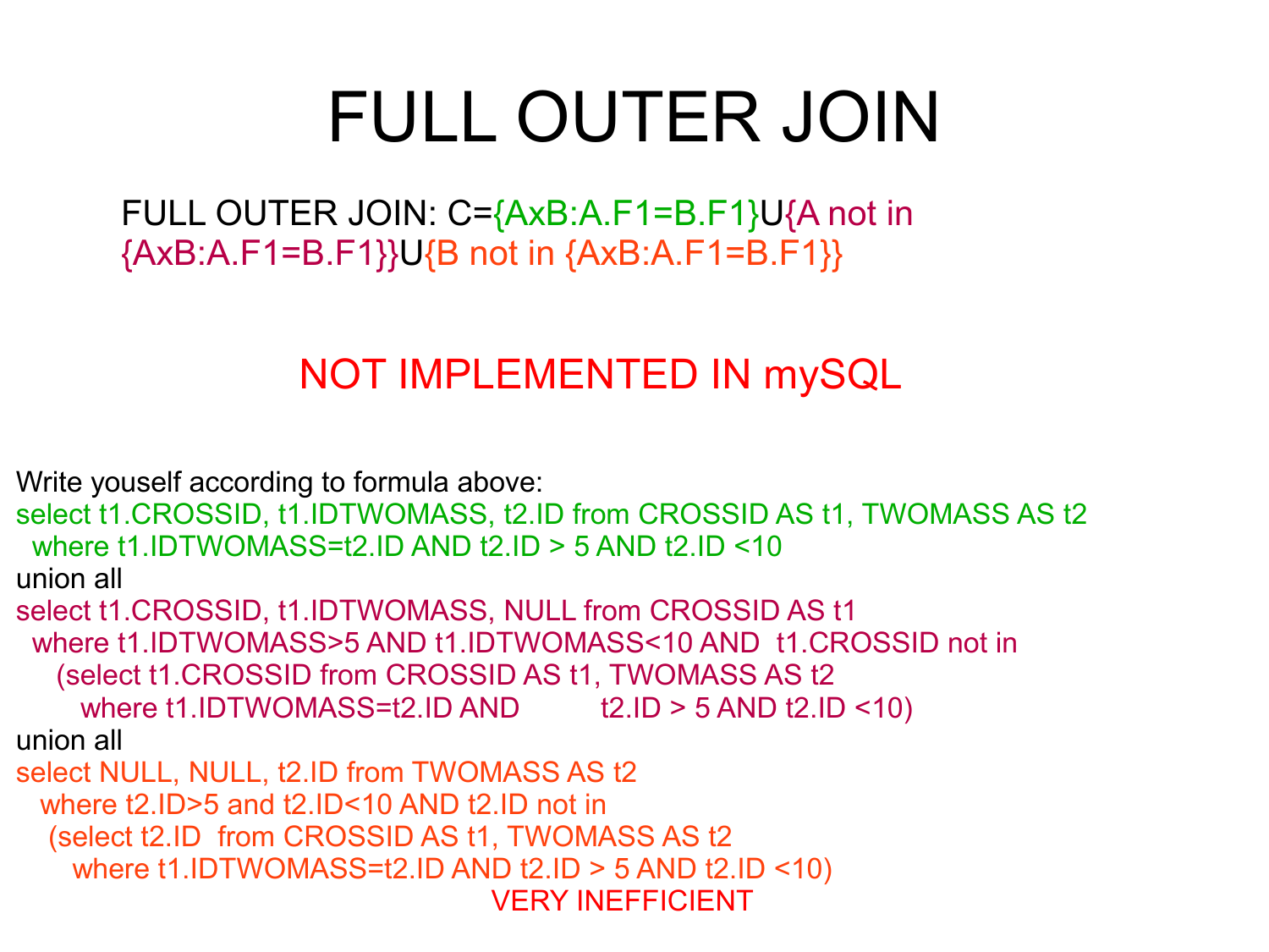# FULL OUTER JOIN

FULL OUTER JOIN: C={AxB:A.F1=B.F1}U{A not in {AxB:A.F1=B.F1}}U{B not in {AxB:A.F1=B.F1}}

NOT IMPLEMENTED IN mySQL

Write youself according to formula above:

```
select t1.CROSSID, t1.IDTWOMASS, t2.ID from CROSSID AS t1, TWOMASS AS t2
  where t1.IDTWOMASS=t2.ID AND t2.ID > 5 AND t2.ID <10
union all
select t1.CROSSID, t1.IDTWOMASS, NULL from CROSSID AS t1
  where t1.IDTWOMASS>5 AND t1.IDTWOMASS<10 AND  t1.CROSSID not in
     (select t1.CROSSID from CROSSID AS t1, TWOMASS AS t2
        where t1.IDTWOMASS=t2.ID AND          t2.ID > 5 AND t2.ID <10)
union all
select NULL, NULL, t2.ID from TWOMASS AS t2
   where t2.ID>5 and t2.ID<10 AND t2.ID not in
    (select t2.ID  from CROSSID AS t1, TWOMASS AS t2
       where t1.IDTWOMASS=t2.ID AND t2.ID > 5 AND t2.ID <10)
```

VERY INEFFICIENT